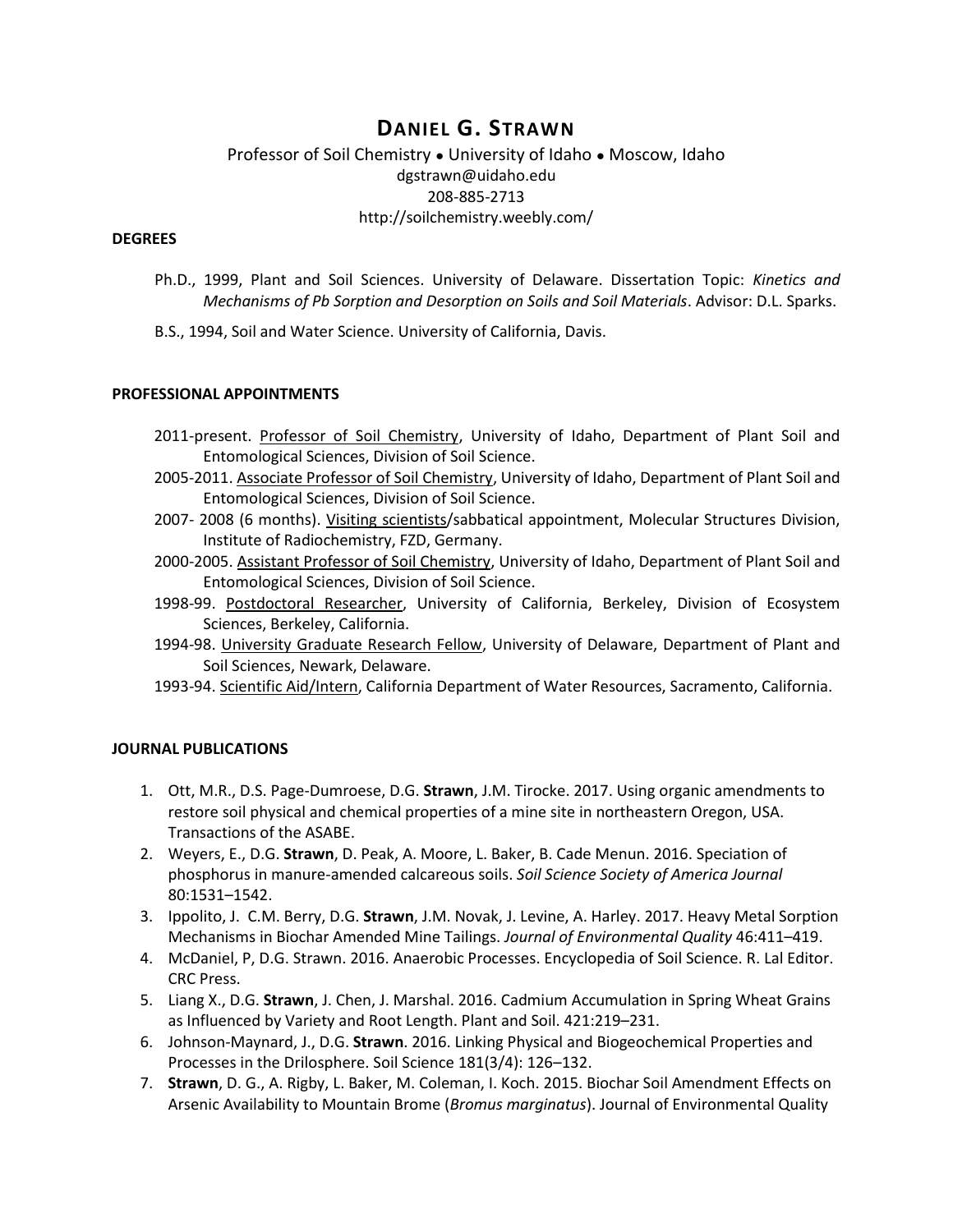# DANIEL G. STRAWN

Professor of Soil Chemistry • University of Idaho • Moscow, Idaho
dgstrawn@uidaho.edu
208-885-2713
http://soilchemistry.weebly.com/

## DEGREES

Ph.D., 1999, Plant and Soil Sciences. University of Delaware. Dissertation Topic: *Kinetics and Mechanisms of Pb Sorption and Desorption on Soils and Soil Materials*. Advisor: D.L. Sparks.

B.S., 1994, Soil and Water Science. University of California, Davis.

## PROFESSIONAL APPOINTMENTS

2011-present. Professor of Soil Chemistry, University of Idaho, Department of Plant Soil and Entomological Sciences, Division of Soil Science.

2005-2011. Associate Professor of Soil Chemistry, University of Idaho, Department of Plant Soil and Entomological Sciences, Division of Soil Science.

2007- 2008 (6 months). Visiting scientists/sabbatical appointment, Molecular Structures Division, Institute of Radiochemistry, FZD, Germany.

2000-2005. Assistant Professor of Soil Chemistry, University of Idaho, Department of Plant Soil and Entomological Sciences, Division of Soil Science.

1998-99. Postdoctoral Researcher, University of California, Berkeley, Division of Ecosystem Sciences, Berkeley, California.

1994-98. University Graduate Research Fellow, University of Delaware, Department of Plant and Soil Sciences, Newark, Delaware.

1993-94. Scientific Aid/Intern, California Department of Water Resources, Sacramento, California.

## JOURNAL PUBLICATIONS

1. Ott, M.R., D.S. Page-Dumroese, D.G. **Strawn**, J.M. Tirocke. 2017. Using organic amendments to restore soil physical and chemical properties of a mine site in northeastern Oregon, USA. Transactions of the ASABE.
2. Weyers, E., D.G. **Strawn**, D. Peak, A. Moore, L. Baker, B. Cade Menun. 2016. Speciation of phosphorus in manure-amended calcareous soils. *Soil Science Society of America Journal* 80:1531–1542.
3. Ippolito, J. C.M. Berry, D.G. **Strawn**, J.M. Novak, J. Levine, A. Harley. 2017. Heavy Metal Sorption Mechanisms in Biochar Amended Mine Tailings. *Journal of Environmental Quality* 46:411–419.
4. McDaniel, P, D.G. Strawn. 2016. Anaerobic Processes. Encyclopedia of Soil Science. R. Lal Editor. CRC Press.
5. Liang X., D.G. **Strawn**, J. Chen, J. Marshal. 2016. Cadmium Accumulation in Spring Wheat Grains as Influenced by Variety and Root Length. Plant and Soil. 421:219–231.
6. Johnson-Maynard, J., D.G. **Strawn**. 2016. Linking Physical and Biogeochemical Properties and Processes in the Drilosphere. Soil Science 181(3/4): 126–132.
7. **Strawn**, D. G., A. Rigby, L. Baker, M. Coleman, I. Koch. 2015. Biochar Soil Amendment Effects on Arsenic Availability to Mountain Brome (*Bromus marginatus*). Journal of Environmental Quality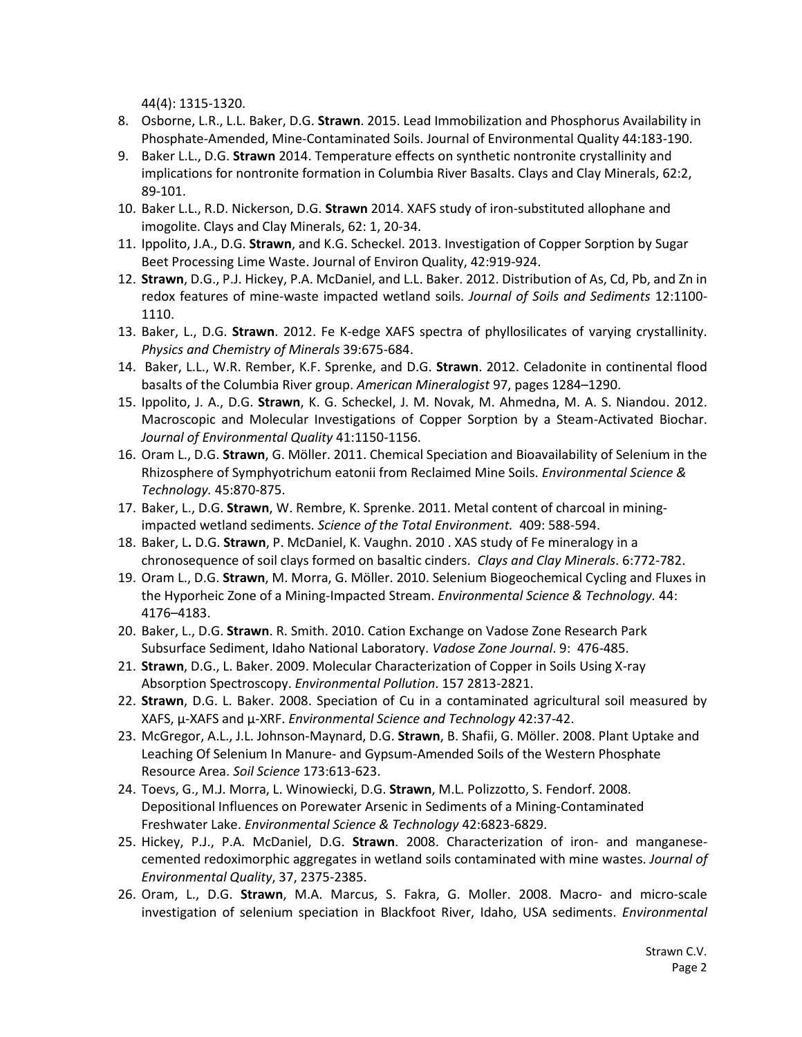44(4): 1315-1320.

8. Osborne, L.R., L.L. Baker, D.G. **Strawn**. 2015. Lead Immobilization and Phosphorus Availability in Phosphate-Amended, Mine-Contaminated Soils. Journal of Environmental Quality 44:183-190.
9. Baker L.L., D.G. **Strawn** 2014. Temperature effects on synthetic nontronite crystallinity and implications for nontronite formation in Columbia River Basalts. Clays and Clay Minerals, 62:2, 89-101.
10. Baker L.L., R.D. Nickerson, D.G. **Strawn** 2014. XAFS study of iron-substituted allophane and imogolite. Clays and Clay Minerals, 62: 1, 20-34.
11. Ippolito, J.A., D.G. **Strawn**, and K.G. Scheckel. 2013. Investigation of Copper Sorption by Sugar Beet Processing Lime Waste. Journal of Environ Quality, 42:919-924.
12. **Strawn**, D.G., P.J. Hickey, P.A. McDaniel, and L.L. Baker. 2012. Distribution of As, Cd, Pb, and Zn in redox features of mine-waste impacted wetland soils. *Journal of Soils and Sediments* 12:1100-1110.
13. Baker, L., D.G. **Strawn**. 2012. Fe K-edge XAFS spectra of phyllosilicates of varying crystallinity. *Physics and Chemistry of Minerals* 39:675-684.
14. Baker, L.L., W.R. Rember, K.F. Sprenke, and D.G. **Strawn**. 2012. Celadonite in continental flood basalts of the Columbia River group. *American Mineralogist* 97, pages 1284–1290.
15. Ippolito, J. A., D.G. **Strawn**, K. G. Scheckel, J. M. Novak, M. Ahmedna, M. A. S. Niandou. 2012. Macroscopic and Molecular Investigations of Copper Sorption by a Steam-Activated Biochar. *Journal of Environmental Quality* 41:1150-1156.
16. Oram L., D.G. **Strawn**, G. Möller. 2011. Chemical Speciation and Bioavailability of Selenium in the Rhizosphere of Symphyotrichum eatonii from Reclaimed Mine Soils. *Environmental Science & Technology.* 45:870-875.
17. Baker, L., D.G. **Strawn**, W. Rembre, K. Sprenke. 2011. Metal content of charcoal in mining-impacted wetland sediments. *Science of the Total Environment.* 409: 588-594.
18. Baker, L**.** D.G. **Strawn**, P. McDaniel, K. Vaughn. 2010 . XAS study of Fe mineralogy in a chronosequence of soil clays formed on basaltic cinders. *Clays and Clay Minerals*. 6:772-782.
19. Oram L., D.G. **Strawn**, M. Morra, G. Möller. 2010. Selenium Biogeochemical Cycling and Fluxes in the Hyporheic Zone of a Mining-Impacted Stream. *Environmental Science & Technology.* 44: 4176–4183.
20. Baker, L., D.G. **Strawn**. R. Smith. 2010. Cation Exchange on Vadose Zone Research Park Subsurface Sediment, Idaho National Laboratory. *Vadose Zone Journal*. 9: 476-485.
21. **Strawn**, D.G., L. Baker. 2009. Molecular Characterization of Copper in Soils Using X-ray Absorption Spectroscopy. *Environmental Pollution*. 157 2813-2821.
22. **Strawn**, D.G. L. Baker. 2008. Speciation of Cu in a contaminated agricultural soil measured by XAFS, μ-XAFS and μ-XRF. *Environmental Science and Technology* 42:37-42.
23. McGregor, A.L., J.L. Johnson-Maynard, D.G. **Strawn**, B. Shafii, G. Möller. 2008. Plant Uptake and Leaching Of Selenium In Manure- and Gypsum-Amended Soils of the Western Phosphate Resource Area. *Soil Science* 173:613-623.
24. Toevs, G., M.J. Morra, L. Winowiecki, D.G. **Strawn**, M.L. Polizzotto, S. Fendorf. 2008. Depositional Influences on Porewater Arsenic in Sediments of a Mining-Contaminated Freshwater Lake. *Environmental Science & Technology* 42:6823-6829.
25. Hickey, P.J., P.A. McDaniel, D.G. **Strawn**. 2008. Characterization of iron- and manganese-cemented redoximorphic aggregates in wetland soils contaminated with mine wastes. *Journal of Environmental Quality*, 37, 2375-2385.
26. Oram, L., D.G. **Strawn**, M.A. Marcus, S. Fakra, G. Moller. 2008. Macro- and micro-scale investigation of selenium speciation in Blackfoot River, Idaho, USA sediments. *Environmental*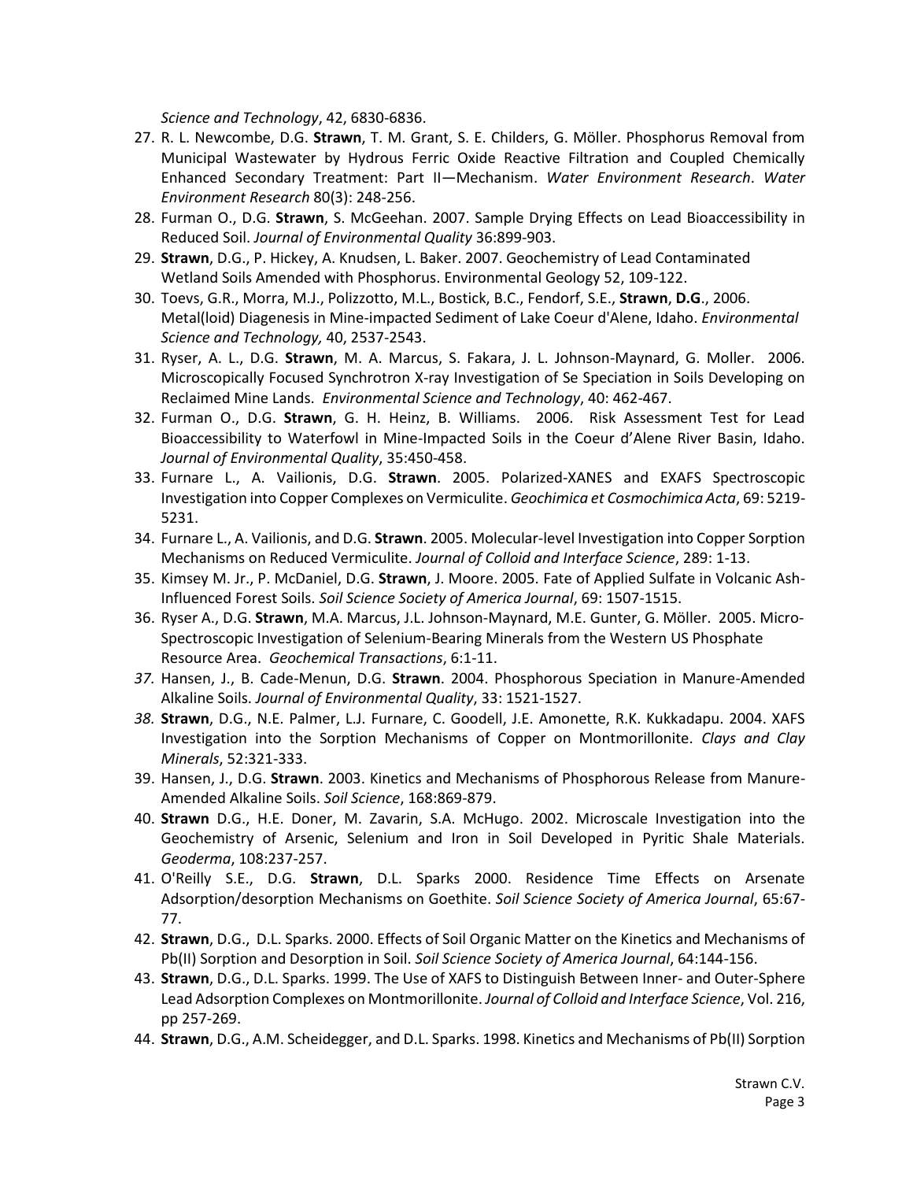*Science and Technology*, 42, 6830-6836.

27. R. L. Newcombe, D.G. **Strawn**, T. M. Grant, S. E. Childers, G. Möller. Phosphorus Removal from Municipal Wastewater by Hydrous Ferric Oxide Reactive Filtration and Coupled Chemically Enhanced Secondary Treatment: Part II—Mechanism. *Water Environment Research*. *Water Environment Research* 80(3): 248-256.
28. Furman O., D.G. **Strawn**, S. McGeehan. 2007. Sample Drying Effects on Lead Bioaccessibility in Reduced Soil. *Journal of Environmental Quality* 36:899-903.
29. **Strawn**, D.G., P. Hickey, A. Knudsen, L. Baker. 2007. Geochemistry of Lead Contaminated Wetland Soils Amended with Phosphorus. Environmental Geology 52, 109-122.
30. Toevs, G.R., Morra, M.J., Polizzotto, M.L., Bostick, B.C., Fendorf, S.E., **Strawn**, **D.G**., 2006. Metal(loid) Diagenesis in Mine-impacted Sediment of Lake Coeur d'Alene, Idaho. *Environmental Science and Technology,* 40, 2537-2543.
31. Ryser, A. L., D.G. **Strawn**, M. A. Marcus, S. Fakara, J. L. Johnson-Maynard, G. Moller. 2006. Microscopically Focused Synchrotron X-ray Investigation of Se Speciation in Soils Developing on Reclaimed Mine Lands. *Environmental Science and Technology*, 40: 462-467.
32. Furman O., D.G. **Strawn**, G. H. Heinz, B. Williams. 2006. Risk Assessment Test for Lead Bioaccessibility to Waterfowl in Mine-Impacted Soils in the Coeur d'Alene River Basin, Idaho. *Journal of Environmental Quality*, 35:450-458.
33. Furnare L., A. Vailionis, D.G. **Strawn**. 2005. Polarized-XANES and EXAFS Spectroscopic Investigation into Copper Complexes on Vermiculite. *Geochimica et Cosmochimica Acta*, 69: 5219-5231.
34. Furnare L., A. Vailionis, and D.G. **Strawn**. 2005. Molecular-level Investigation into Copper Sorption Mechanisms on Reduced Vermiculite. *Journal of Colloid and Interface Science*, 289: 1-13.
35. Kimsey M. Jr., P. McDaniel, D.G. **Strawn**, J. Moore. 2005. Fate of Applied Sulfate in Volcanic Ash-Influenced Forest Soils. *Soil Science Society of America Journal*, 69: 1507-1515.
36. Ryser A., D.G. **Strawn**, M.A. Marcus, J.L. Johnson-Maynard, M.E. Gunter, G. Möller. 2005. Micro-Spectroscopic Investigation of Selenium-Bearing Minerals from the Western US Phosphate Resource Area. *Geochemical Transactions*, 6:1-11.
37. Hansen, J., B. Cade-Menun, D.G. **Strawn**. 2004. Phosphorous Speciation in Manure-Amended Alkaline Soils. *Journal of Environmental Quality*, 33: 1521-1527.
38. **Strawn**, D.G., N.E. Palmer, L.J. Furnare, C. Goodell, J.E. Amonette, R.K. Kukkadapu. 2004. XAFS Investigation into the Sorption Mechanisms of Copper on Montmorillonite. *Clays and Clay Minerals*, 52:321-333.
39. Hansen, J., D.G. **Strawn**. 2003. Kinetics and Mechanisms of Phosphorous Release from Manure-Amended Alkaline Soils. *Soil Science*, 168:869-879.
40. **Strawn** D.G., H.E. Doner, M. Zavarin, S.A. McHugo. 2002. Microscale Investigation into the Geochemistry of Arsenic, Selenium and Iron in Soil Developed in Pyritic Shale Materials. *Geoderma*, 108:237-257.
41. O'Reilly S.E., D.G. **Strawn**, D.L. Sparks 2000. Residence Time Effects on Arsenate Adsorption/desorption Mechanisms on Goethite. *Soil Science Society of America Journal*, 65:67-77.
42. **Strawn**, D.G., D.L. Sparks. 2000. Effects of Soil Organic Matter on the Kinetics and Mechanisms of Pb(II) Sorption and Desorption in Soil. *Soil Science Society of America Journal*, 64:144-156.
43. **Strawn**, D.G., D.L. Sparks. 1999. The Use of XAFS to Distinguish Between Inner- and Outer-Sphere Lead Adsorption Complexes on Montmorillonite. *Journal of Colloid and Interface Science*, Vol. 216, pp 257-269.
44. **Strawn**, D.G., A.M. Scheidegger, and D.L. Sparks. 1998. Kinetics and Mechanisms of Pb(II) Sorption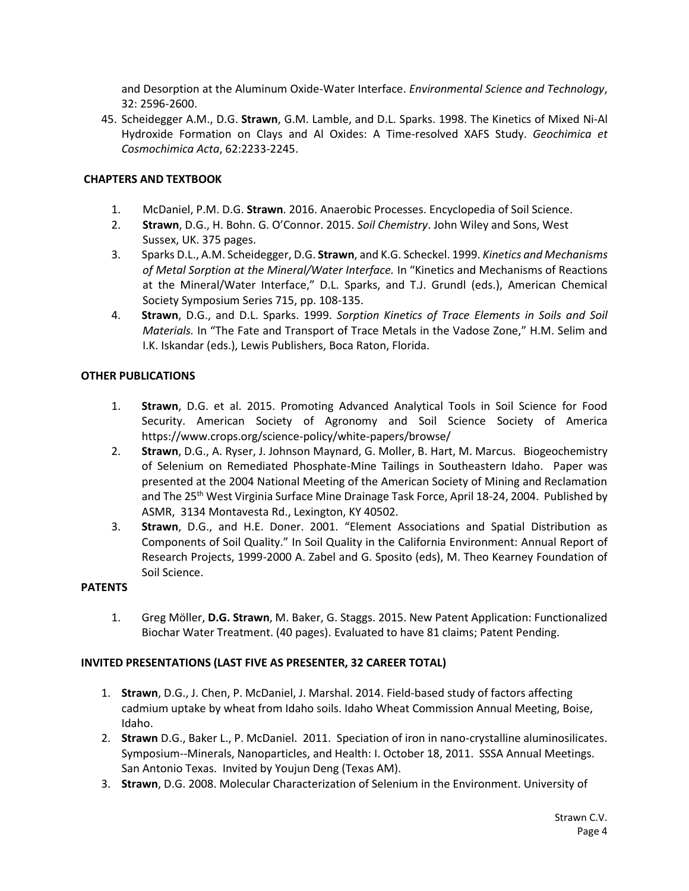and Desorption at the Aluminum Oxide-Water Interface. *Environmental Science and Technology*, 32: 2596-2600.

45. Scheidegger A.M., D.G. **Strawn**, G.M. Lamble, and D.L. Sparks. 1998. The Kinetics of Mixed Ni-Al Hydroxide Formation on Clays and Al Oxides: A Time-resolved XAFS Study. *Geochimica et Cosmochimica Acta*, 62:2233-2245.

**CHAPTERS AND TEXTBOOK**

1. McDaniel, P.M. D.G. **Strawn**. 2016. Anaerobic Processes. Encyclopedia of Soil Science.
2. **Strawn**, D.G., H. Bohn. G. O'Connor. 2015. *Soil Chemistry*. John Wiley and Sons, West Sussex, UK. 375 pages.
3. Sparks D.L., A.M. Scheidegger, D.G. **Strawn**, and K.G. Scheckel. 1999. *Kinetics and Mechanisms of Metal Sorption at the Mineral/Water Interface.* In "Kinetics and Mechanisms of Reactions at the Mineral/Water Interface," D.L. Sparks, and T.J. Grundl (eds.), American Chemical Society Symposium Series 715, pp. 108-135.
4. **Strawn**, D.G., and D.L. Sparks. 1999. *Sorption Kinetics of Trace Elements in Soils and Soil Materials.* In "The Fate and Transport of Trace Metals in the Vadose Zone," H.M. Selim and I.K. Iskandar (eds.), Lewis Publishers, Boca Raton, Florida.

**OTHER PUBLICATIONS**

1. **Strawn**, D.G. et al. 2015. Promoting Advanced Analytical Tools in Soil Science for Food Security. American Society of Agronomy and Soil Science Society of America https://www.crops.org/science-policy/white-papers/browse/
2. **Strawn**, D.G., A. Ryser, J. Johnson Maynard, G. Moller, B. Hart, M. Marcus. Biogeochemistry of Selenium on Remediated Phosphate-Mine Tailings in Southeastern Idaho. Paper was presented at the 2004 National Meeting of the American Society of Mining and Reclamation and The 25th West Virginia Surface Mine Drainage Task Force, April 18-24, 2004. Published by ASMR, 3134 Montavesta Rd., Lexington, KY 40502.
3. **Strawn**, D.G., and H.E. Doner. 2001. "Element Associations and Spatial Distribution as Components of Soil Quality." In Soil Quality in the California Environment: Annual Report of Research Projects, 1999-2000 A. Zabel and G. Sposito (eds), M. Theo Kearney Foundation of Soil Science.

**PATENTS**

1. Greg Möller, **D.G. Strawn**, M. Baker, G. Staggs. 2015. New Patent Application: Functionalized Biochar Water Treatment. (40 pages). Evaluated to have 81 claims; Patent Pending.

**INVITED PRESENTATIONS (LAST FIVE AS PRESENTER, 32 CAREER TOTAL)**

1. **Strawn**, D.G., J. Chen, P. McDaniel, J. Marshal. 2014. Field-based study of factors affecting cadmium uptake by wheat from Idaho soils. Idaho Wheat Commission Annual Meeting, Boise, Idaho.
2. **Strawn** D.G., Baker L., P. McDaniel. 2011. Speciation of iron in nano-crystalline aluminosilicates. Symposium--Minerals, Nanoparticles, and Health: I. October 18, 2011. SSSA Annual Meetings. San Antonio Texas. Invited by Youjun Deng (Texas AM).
3. **Strawn**, D.G. 2008. Molecular Characterization of Selenium in the Environment. University of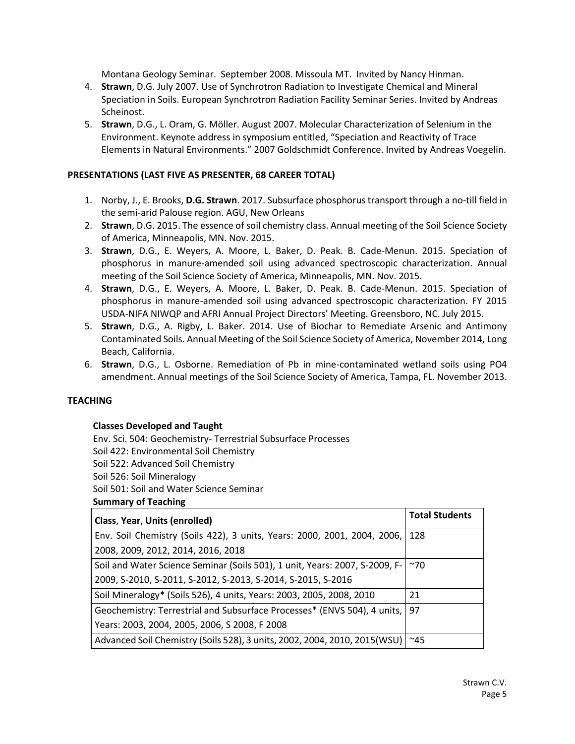Montana Geology Seminar. September 2008. Missoula MT. Invited by Nancy Hinman.

4. **Strawn**, D.G. July 2007. Use of Synchrotron Radiation to Investigate Chemical and Mineral Speciation in Soils. European Synchrotron Radiation Facility Seminar Series. Invited by Andreas Scheinost.
5. **Strawn**, D.G., L. Oram, G. Möller. August 2007. Molecular Characterization of Selenium in the Environment. Keynote address in symposium entitled, "Speciation and Reactivity of Trace Elements in Natural Environments." 2007 Goldschmidt Conference. Invited by Andreas Voegelin.

## PRESENTATIONS (LAST FIVE AS PRESENTER, 68 CAREER TOTAL)

1. Norby, J., E. Brooks, **D.G. Strawn**. 2017. Subsurface phosphorus transport through a no-till field in the semi-arid Palouse region. AGU, New Orleans
2. **Strawn**, D.G. 2015. The essence of soil chemistry class. Annual meeting of the Soil Science Society of America, Minneapolis, MN. Nov. 2015.
3. **Strawn**, D.G., E. Weyers, A. Moore, L. Baker, D. Peak. B. Cade-Menun. 2015. Speciation of phosphorus in manure-amended soil using advanced spectroscopic characterization. Annual meeting of the Soil Science Society of America, Minneapolis, MN. Nov. 2015.
4. **Strawn**, D.G., E. Weyers, A. Moore, L. Baker, D. Peak. B. Cade-Menun. 2015. Speciation of phosphorus in manure-amended soil using advanced spectroscopic characterization. FY 2015 USDA-NIFA NIWQP and AFRI Annual Project Directors' Meeting. Greensboro, NC. July 2015.
5. **Strawn**, D.G., A. Rigby, L. Baker. 2014. Use of Biochar to Remediate Arsenic and Antimony Contaminated Soils. Annual Meeting of the Soil Science Society of America, November 2014, Long Beach, California.
6. **Strawn**, D.G., L. Osborne. Remediation of Pb in mine-contaminated wetland soils using PO4 amendment. Annual meetings of the Soil Science Society of America, Tampa, FL. November 2013.

## TEACHING

### Classes Developed and Taught

Env. Sci. 504: Geochemistry- Terrestrial Subsurface Processes
Soil 422: Environmental Soil Chemistry
Soil 522: Advanced Soil Chemistry
Soil 526: Soil Mineralogy
Soil 501: Soil and Water Science Seminar

### Summary of Teaching

| Class, Year, Units (enrolled) | Total Students |
|---|---|
| Env. Soil Chemistry (Soils 422), 3 units, Years: 2000, 2001, 2004, 2006, 2008, 2009, 2012, 2014, 2016, 2018 | 128 |
| Soil and Water Science Seminar (Soils 501), 1 unit, Years: 2007, S-2009, F-2009, S-2010, S-2011, S-2012, S-2013, S-2014, S-2015, S-2016 | ~70 |
| Soil Mineralogy* (Soils 526), 4 units, Years: 2003, 2005, 2008, 2010 | 21 |
| Geochemistry: Terrestrial and Subsurface Processes* (ENVS 504), 4 units, Years: 2003, 2004, 2005, 2006, S 2008, F 2008 | 97 |
| Advanced Soil Chemistry (Soils 528), 3 units, 2002, 2004, 2010, 2015(WSU) | ~45 |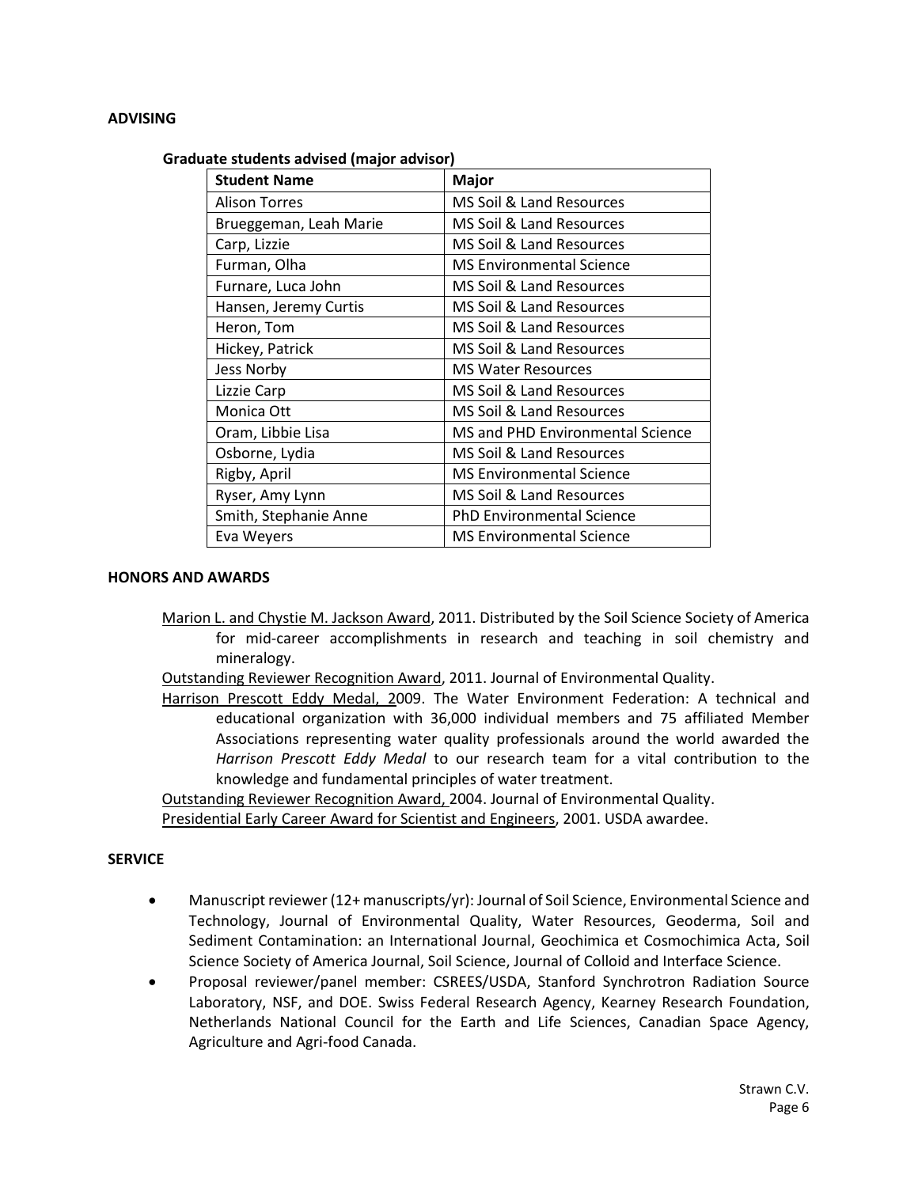## ADVISING

**Graduate students advised (major advisor)**

| Student Name | Major |
|---|---|
| Alison Torres | MS Soil & Land Resources |
| Brueggeman, Leah Marie | MS Soil & Land Resources |
| Carp, Lizzie | MS Soil & Land Resources |
| Furman, Olha | MS Environmental Science |
| Furnare, Luca John | MS Soil & Land Resources |
| Hansen, Jeremy Curtis | MS Soil & Land Resources |
| Heron, Tom | MS Soil & Land Resources |
| Hickey, Patrick | MS Soil & Land Resources |
| Jess Norby | MS Water Resources |
| Lizzie Carp | MS Soil & Land Resources |
| Monica Ott | MS Soil & Land Resources |
| Oram, Libbie Lisa | MS and PHD Environmental Science |
| Osborne, Lydia | MS Soil & Land Resources |
| Rigby, April | MS Environmental Science |
| Ryser, Amy Lynn | MS Soil & Land Resources |
| Smith, Stephanie Anne | PhD Environmental Science |
| Eva Weyers | MS Environmental Science |

## HONORS AND AWARDS

Marion L. and Chystie M. Jackson Award, 2011. Distributed by the Soil Science Society of America for mid-career accomplishments in research and teaching in soil chemistry and mineralogy.

Outstanding Reviewer Recognition Award, 2011. Journal of Environmental Quality.

Harrison Prescott Eddy Medal, 2009. The Water Environment Federation: A technical and educational organization with 36,000 individual members and 75 affiliated Member Associations representing water quality professionals around the world awarded the *Harrison Prescott Eddy Medal* to our research team for a vital contribution to the knowledge and fundamental principles of water treatment.

Outstanding Reviewer Recognition Award, 2004. Journal of Environmental Quality.

Presidential Early Career Award for Scientist and Engineers, 2001. USDA awardee.

## SERVICE

- Manuscript reviewer (12+ manuscripts/yr): Journal of Soil Science, Environmental Science and Technology, Journal of Environmental Quality, Water Resources, Geoderma, Soil and Sediment Contamination: an International Journal, Geochimica et Cosmochimica Acta, Soil Science Society of America Journal, Soil Science, Journal of Colloid and Interface Science.
- Proposal reviewer/panel member: CSREES/USDA, Stanford Synchrotron Radiation Source Laboratory, NSF, and DOE. Swiss Federal Research Agency, Kearney Research Foundation, Netherlands National Council for the Earth and Life Sciences, Canadian Space Agency, Agriculture and Agri-food Canada.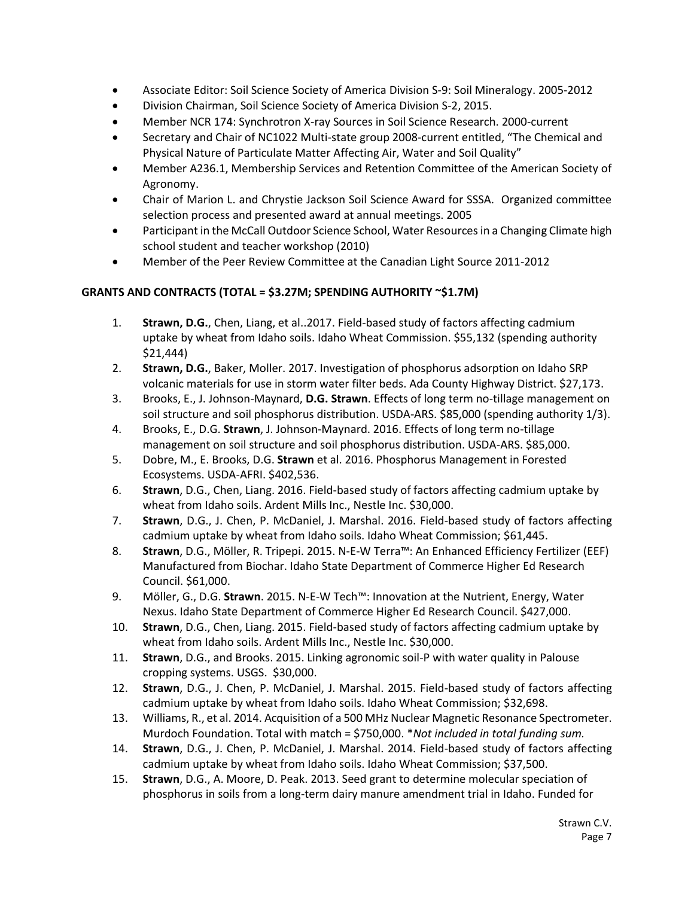- Associate Editor: Soil Science Society of America Division S-9: Soil Mineralogy. 2005-2012
- Division Chairman, Soil Science Society of America Division S-2, 2015.
- Member NCR 174: Synchrotron X-ray Sources in Soil Science Research. 2000-current
- Secretary and Chair of NC1022 Multi-state group 2008-current entitled, "The Chemical and Physical Nature of Particulate Matter Affecting Air, Water and Soil Quality"
- Member A236.1, Membership Services and Retention Committee of the American Society of Agronomy.
- Chair of Marion L. and Chrystie Jackson Soil Science Award for SSSA. Organized committee selection process and presented award at annual meetings. 2005
- Participant in the McCall Outdoor Science School, Water Resources in a Changing Climate high school student and teacher workshop (2010)
- Member of the Peer Review Committee at the Canadian Light Source 2011-2012

## GRANTS AND CONTRACTS (TOTAL = $3.27M; SPENDING AUTHORITY ~$1.7M)

1. **Strawn, D.G.**, Chen, Liang, et al..2017. Field-based study of factors affecting cadmium uptake by wheat from Idaho soils. Idaho Wheat Commission. $55,132 (spending authority $21,444)
2. **Strawn, D.G.**, Baker, Moller. 2017. Investigation of phosphorus adsorption on Idaho SRP volcanic materials for use in storm water filter beds. Ada County Highway District. $27,173.
3. Brooks, E., J. Johnson-Maynard, **D.G. Strawn**. Effects of long term no-tillage management on soil structure and soil phosphorus distribution. USDA-ARS. $85,000 (spending authority 1/3).
4. Brooks, E., D.G. **Strawn**, J. Johnson-Maynard. 2016. Effects of long term no-tillage management on soil structure and soil phosphorus distribution. USDA-ARS. $85,000.
5. Dobre, M., E. Brooks, D.G. **Strawn** et al. 2016. Phosphorus Management in Forested Ecosystems. USDA-AFRI. $402,536.
6. **Strawn**, D.G., Chen, Liang. 2016. Field-based study of factors affecting cadmium uptake by wheat from Idaho soils. Ardent Mills Inc., Nestle Inc. $30,000.
7. **Strawn**, D.G., J. Chen, P. McDaniel, J. Marshal. 2016. Field-based study of factors affecting cadmium uptake by wheat from Idaho soils. Idaho Wheat Commission; $61,445.
8. **Strawn**, D.G., Möller, R. Tripepi. 2015. N-E-W Terra™: An Enhanced Efficiency Fertilizer (EEF) Manufactured from Biochar. Idaho State Department of Commerce Higher Ed Research Council. $61,000.
9. Möller, G., D.G. **Strawn**. 2015. N-E-W Tech™: Innovation at the Nutrient, Energy, Water Nexus. Idaho State Department of Commerce Higher Ed Research Council. $427,000.
10. **Strawn**, D.G., Chen, Liang. 2015. Field-based study of factors affecting cadmium uptake by wheat from Idaho soils. Ardent Mills Inc., Nestle Inc. $30,000.
11. **Strawn**, D.G., and Brooks. 2015. Linking agronomic soil-P with water quality in Palouse cropping systems. USGS. $30,000.
12. **Strawn**, D.G., J. Chen, P. McDaniel, J. Marshal. 2015. Field-based study of factors affecting cadmium uptake by wheat from Idaho soils. Idaho Wheat Commission; $32,698.
13. Williams, R., et al. 2014. Acquisition of a 500 MHz Nuclear Magnetic Resonance Spectrometer. Murdoch Foundation. Total with match = $750,000. **Not included in total funding sum.*
14. **Strawn**, D.G., J. Chen, P. McDaniel, J. Marshal. 2014. Field-based study of factors affecting cadmium uptake by wheat from Idaho soils. Idaho Wheat Commission; $37,500.
15. **Strawn**, D.G., A. Moore, D. Peak. 2013. Seed grant to determine molecular speciation of phosphorus in soils from a long-term dairy manure amendment trial in Idaho. Funded for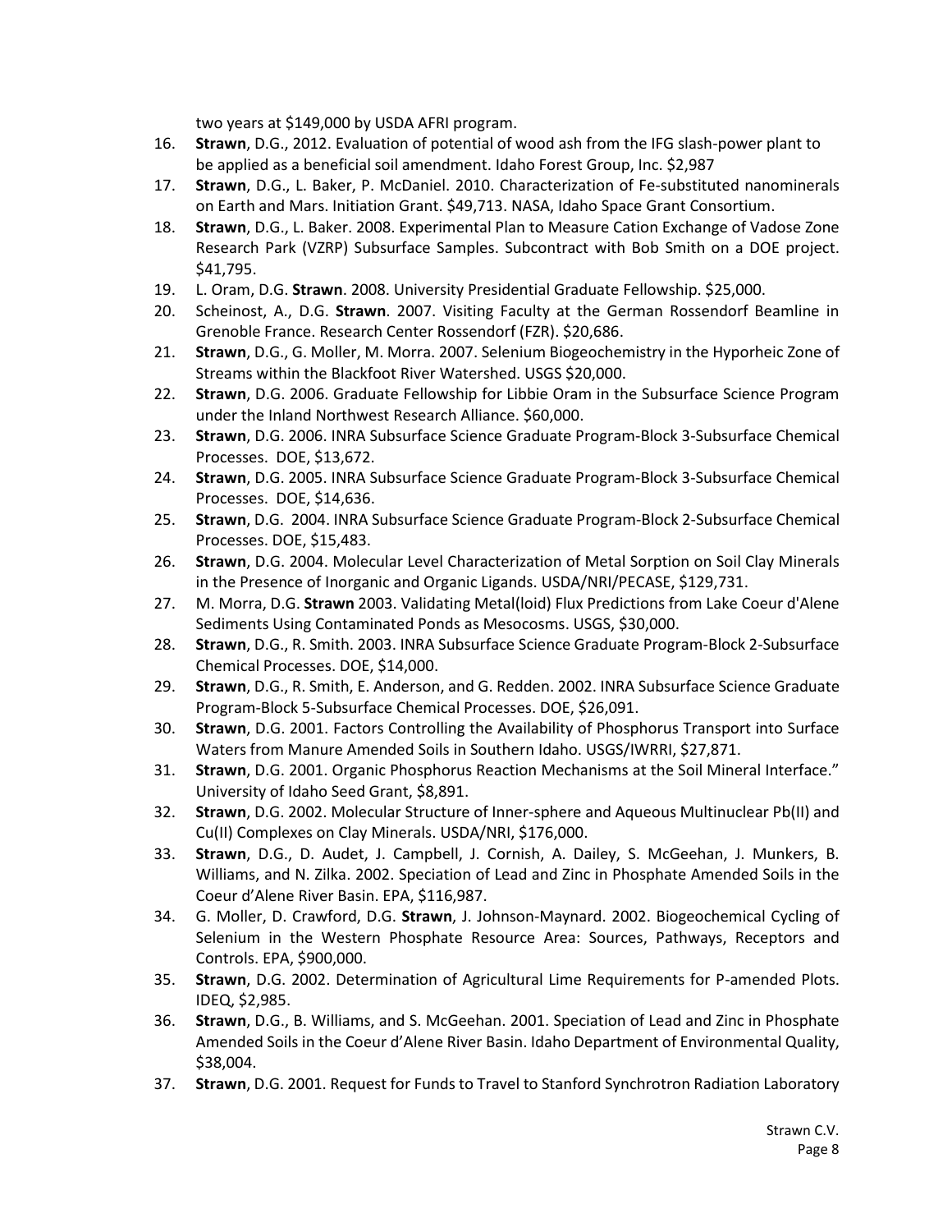two years at $149,000 by USDA AFRI program.

16. **Strawn**, D.G., 2012. Evaluation of potential of wood ash from the IFG slash-power plant to be applied as a beneficial soil amendment. Idaho Forest Group, Inc. $2,987
17. **Strawn**, D.G., L. Baker, P. McDaniel. 2010. Characterization of Fe-substituted nanominerals on Earth and Mars. Initiation Grant. $49,713. NASA, Idaho Space Grant Consortium.
18. **Strawn**, D.G., L. Baker. 2008. Experimental Plan to Measure Cation Exchange of Vadose Zone Research Park (VZRP) Subsurface Samples. Subcontract with Bob Smith on a DOE project. $41,795.
19. L. Oram, D.G. **Strawn**. 2008. University Presidential Graduate Fellowship. $25,000.
20. Scheinost, A., D.G. **Strawn**. 2007. Visiting Faculty at the German Rossendorf Beamline in Grenoble France. Research Center Rossendorf (FZR). $20,686.
21. **Strawn**, D.G., G. Moller, M. Morra. 2007. Selenium Biogeochemistry in the Hyporheic Zone of Streams within the Blackfoot River Watershed. USGS $20,000.
22. **Strawn**, D.G. 2006. Graduate Fellowship for Libbie Oram in the Subsurface Science Program under the Inland Northwest Research Alliance. $60,000.
23. **Strawn**, D.G. 2006. INRA Subsurface Science Graduate Program-Block 3-Subsurface Chemical Processes. DOE, $13,672.
24. **Strawn**, D.G. 2005. INRA Subsurface Science Graduate Program-Block 3-Subsurface Chemical Processes. DOE, $14,636.
25. **Strawn**, D.G. 2004. INRA Subsurface Science Graduate Program-Block 2-Subsurface Chemical Processes. DOE, $15,483.
26. **Strawn**, D.G. 2004. Molecular Level Characterization of Metal Sorption on Soil Clay Minerals in the Presence of Inorganic and Organic Ligands. USDA/NRI/PECASE, $129,731.
27. M. Morra, D.G. **Strawn** 2003. Validating Metal(loid) Flux Predictions from Lake Coeur d'Alene Sediments Using Contaminated Ponds as Mesocosms. USGS, $30,000.
28. **Strawn**, D.G., R. Smith. 2003. INRA Subsurface Science Graduate Program-Block 2-Subsurface Chemical Processes. DOE, $14,000.
29. **Strawn**, D.G., R. Smith, E. Anderson, and G. Redden. 2002. INRA Subsurface Science Graduate Program-Block 5-Subsurface Chemical Processes. DOE, $26,091.
30. **Strawn**, D.G. 2001. Factors Controlling the Availability of Phosphorus Transport into Surface Waters from Manure Amended Soils in Southern Idaho. USGS/IWRRI, $27,871.
31. **Strawn**, D.G. 2001. Organic Phosphorus Reaction Mechanisms at the Soil Mineral Interface." University of Idaho Seed Grant, $8,891.
32. **Strawn**, D.G. 2002. Molecular Structure of Inner-sphere and Aqueous Multinuclear Pb(II) and Cu(II) Complexes on Clay Minerals. USDA/NRI, $176,000.
33. **Strawn**, D.G., D. Audet, J. Campbell, J. Cornish, A. Dailey, S. McGeehan, J. Munkers, B. Williams, and N. Zilka. 2002. Speciation of Lead and Zinc in Phosphate Amended Soils in the Coeur d'Alene River Basin. EPA, $116,987.
34. G. Moller, D. Crawford, D.G. **Strawn**, J. Johnson-Maynard. 2002. Biogeochemical Cycling of Selenium in the Western Phosphate Resource Area: Sources, Pathways, Receptors and Controls. EPA, $900,000.
35. **Strawn**, D.G. 2002. Determination of Agricultural Lime Requirements for P-amended Plots. IDEQ, $2,985.
36. **Strawn**, D.G., B. Williams, and S. McGeehan. 2001. Speciation of Lead and Zinc in Phosphate Amended Soils in the Coeur d'Alene River Basin. Idaho Department of Environmental Quality, $38,004.
37. **Strawn**, D.G. 2001. Request for Funds to Travel to Stanford Synchrotron Radiation Laboratory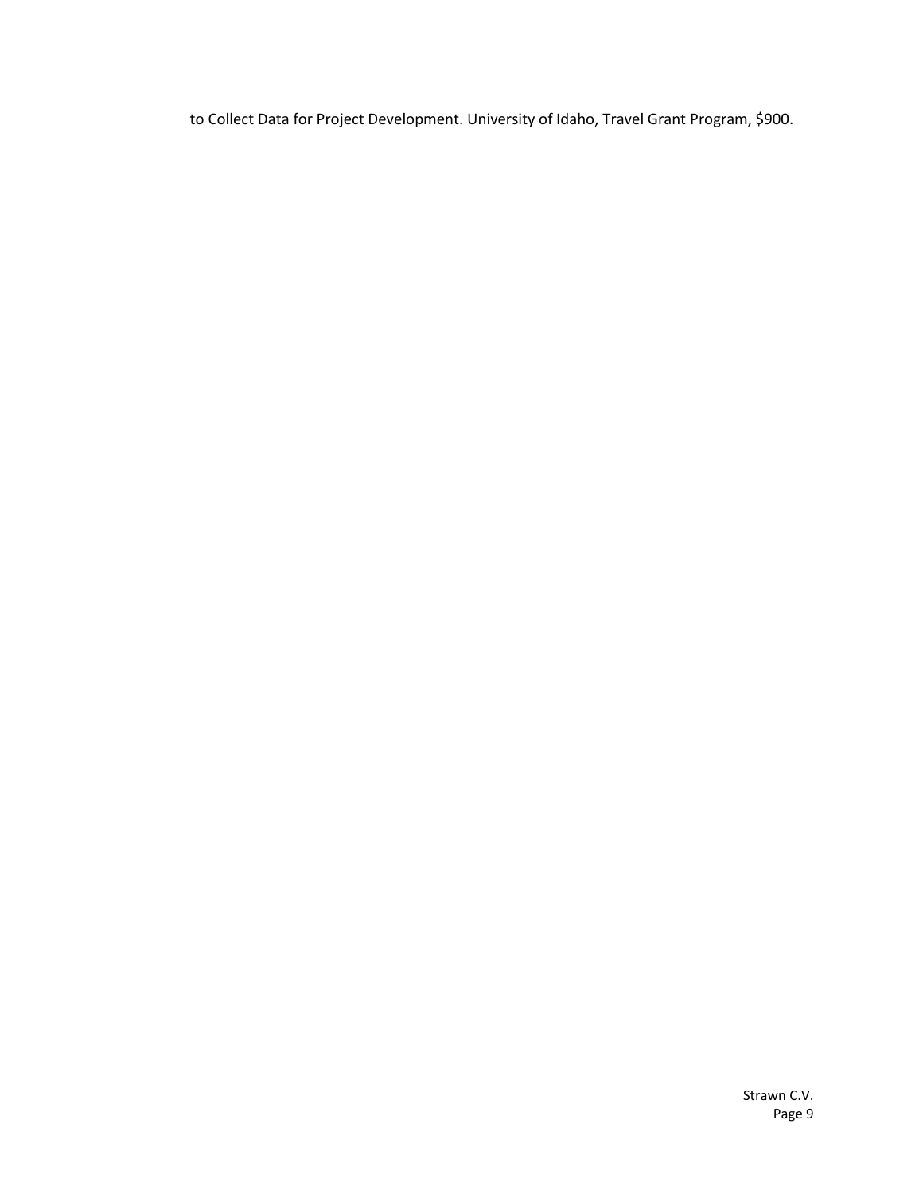to Collect Data for Project Development. University of Idaho, Travel Grant Program, $900.